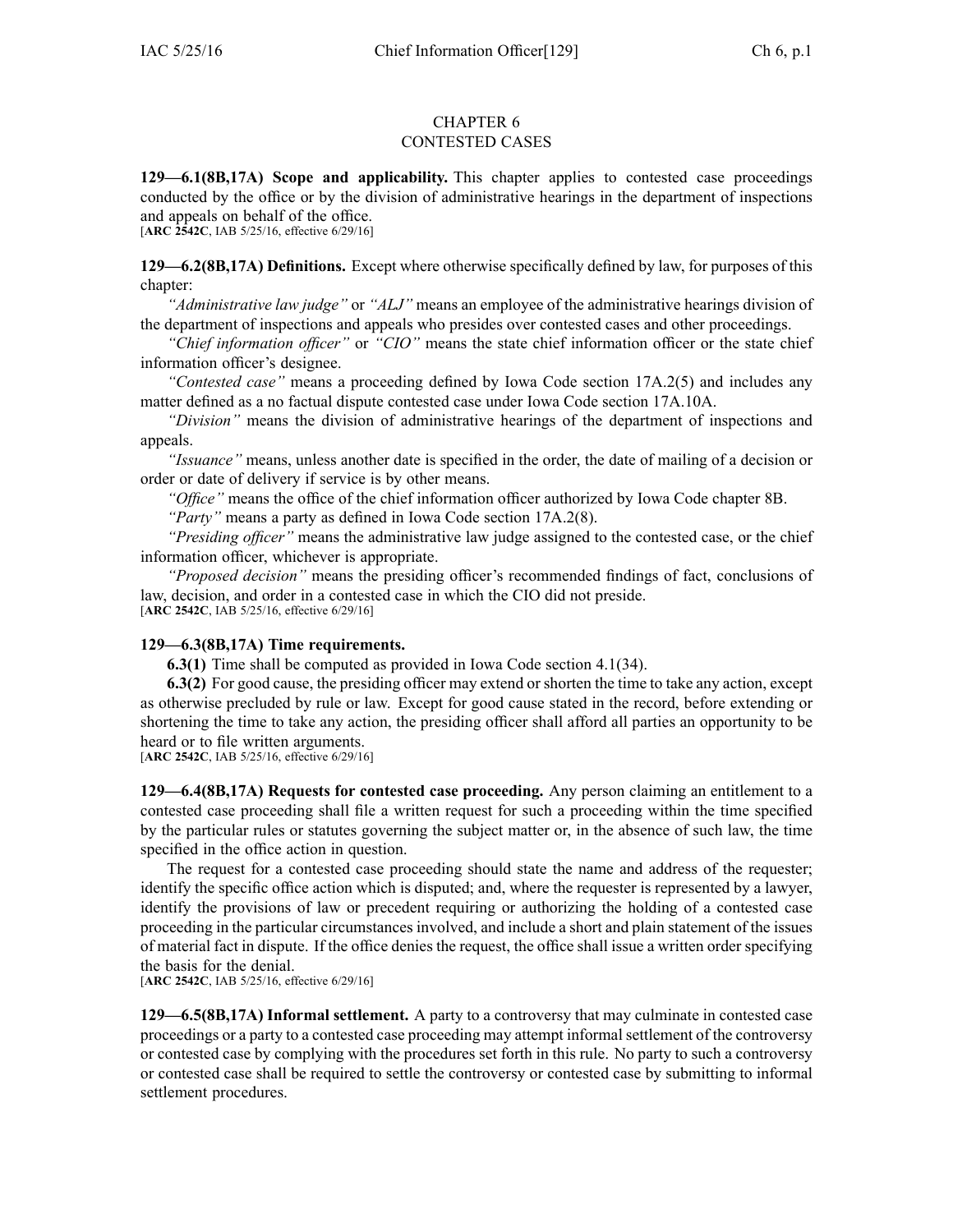# CHAPTER 6
# CONTESTED CASES

**129—6.1(8B,17A) Scope and applicability.** This chapter applies to contested case proceedings conducted by the office or by the division of administrative hearings in the department of inspections and appeals on behalf of the office.
[**ARC 2542C**, IAB 5/25/16, effective 6/29/16]

**129—6.2(8B,17A) Definitions.** Except where otherwise specifically defined by law, for purposes of this chapter:

*"Administrative law judge"* or *"ALJ"* means an employee of the administrative hearings division of the department of inspections and appeals who presides over contested cases and other proceedings.

*"Chief information officer"* or *"CIO"* means the state chief information officer or the state chief information officer's designee.

*"Contested case"* means a proceeding defined by Iowa Code section 17A.2(5) and includes any matter defined as a no factual dispute contested case under Iowa Code section 17A.10A.

*"Division"* means the division of administrative hearings of the department of inspections and appeals.

*"Issuance"* means, unless another date is specified in the order, the date of mailing of a decision or order or date of delivery if service is by other means.

*"Office"* means the office of the chief information officer authorized by Iowa Code chapter 8B.

*"Party"* means a party as defined in Iowa Code section 17A.2(8).

*"Presiding officer"* means the administrative law judge assigned to the contested case, or the chief information officer, whichever is appropriate.

*"Proposed decision"* means the presiding officer's recommended findings of fact, conclusions of law, decision, and order in a contested case in which the CIO did not preside.
[**ARC 2542C**, IAB 5/25/16, effective 6/29/16]

**129—6.3(8B,17A) Time requirements.**

**6.3(1)** Time shall be computed as provided in Iowa Code section 4.1(34).

**6.3(2)** For good cause, the presiding officer may extend or shorten the time to take any action, except as otherwise precluded by rule or law. Except for good cause stated in the record, before extending or shortening the time to take any action, the presiding officer shall afford all parties an opportunity to be heard or to file written arguments.
[**ARC 2542C**, IAB 5/25/16, effective 6/29/16]

**129—6.4(8B,17A) Requests for contested case proceeding.** Any person claiming an entitlement to a contested case proceeding shall file a written request for such a proceeding within the time specified by the particular rules or statutes governing the subject matter or, in the absence of such law, the time specified in the office action in question.

The request for a contested case proceeding should state the name and address of the requester; identify the specific office action which is disputed; and, where the requester is represented by a lawyer, identify the provisions of law or precedent requiring or authorizing the holding of a contested case proceeding in the particular circumstances involved, and include a short and plain statement of the issues of material fact in dispute. If the office denies the request, the office shall issue a written order specifying the basis for the denial.
[**ARC 2542C**, IAB 5/25/16, effective 6/29/16]

**129—6.5(8B,17A) Informal settlement.** A party to a controversy that may culminate in contested case proceedings or a party to a contested case proceeding may attempt informal settlement of the controversy or contested case by complying with the procedures set forth in this rule. No party to such a controversy or contested case shall be required to settle the controversy or contested case by submitting to informal settlement procedures.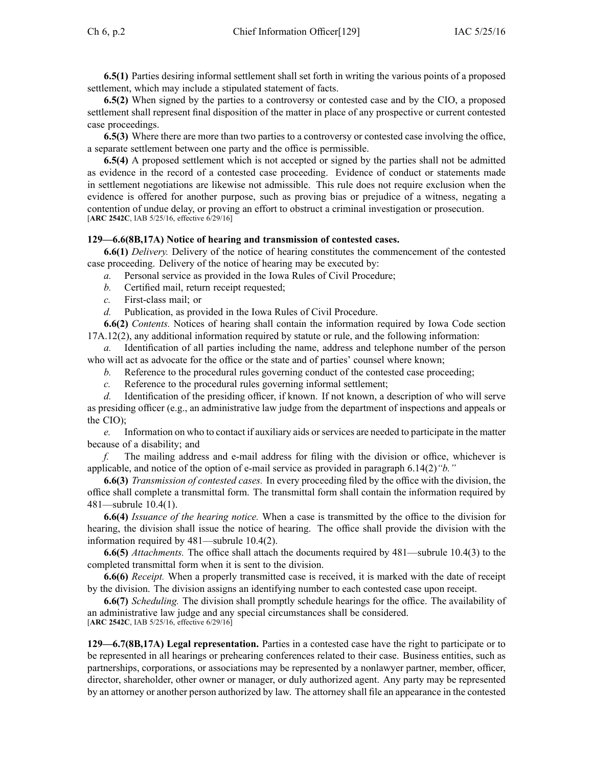**6.5(1)** Parties desiring informal settlement shall set forth in writing the various points of a proposed settlement, which may include a stipulated statement of facts.

**6.5(2)** When signed by the parties to a controversy or contested case and by the CIO, a proposed settlement shall represent final disposition of the matter in place of any prospective or current contested case proceedings.

**6.5(3)** Where there are more than two parties to a controversy or contested case involving the office, a separate settlement between one party and the office is permissible.

**6.5(4)** A proposed settlement which is not accepted or signed by the parties shall not be admitted as evidence in the record of a contested case proceeding. Evidence of conduct or statements made in settlement negotiations are likewise not admissible. This rule does not require exclusion when the evidence is offered for another purpose, such as proving bias or prejudice of a witness, negating a contention of undue delay, or proving an effort to obstruct a criminal investigation or prosecution.
[**ARC 2542C**, IAB 5/25/16, effective 6/29/16]

**129—6.6(8B,17A) Notice of hearing and transmission of contested cases.**

**6.6(1)** *Delivery.* Delivery of the notice of hearing constitutes the commencement of the contested case proceeding. Delivery of the notice of hearing may be executed by:

*a.* Personal service as provided in the Iowa Rules of Civil Procedure;

*b.* Certified mail, return receipt requested;

*c.* First-class mail; or

*d.* Publication, as provided in the Iowa Rules of Civil Procedure.

**6.6(2)** *Contents.* Notices of hearing shall contain the information required by Iowa Code section 17A.12(2), any additional information required by statute or rule, and the following information:

*a.* Identification of all parties including the name, address and telephone number of the person who will act as advocate for the office or the state and of parties' counsel where known;

*b.* Reference to the procedural rules governing conduct of the contested case proceeding;

*c.* Reference to the procedural rules governing informal settlement;

*d.* Identification of the presiding officer, if known. If not known, a description of who will serve as presiding officer (e.g., an administrative law judge from the department of inspections and appeals or the CIO);

*e.* Information on who to contact if auxiliary aids or services are needed to participate in the matter because of a disability; and

*f.* The mailing address and e-mail address for filing with the division or office, whichever is applicable, and notice of the option of e-mail service as provided in paragraph 6.14(2)*"b."*

**6.6(3)** *Transmission of contested cases.* In every proceeding filed by the office with the division, the office shall complete a transmittal form. The transmittal form shall contain the information required by 481—subrule 10.4(1).

**6.6(4)** *Issuance of the hearing notice.* When a case is transmitted by the office to the division for hearing, the division shall issue the notice of hearing. The office shall provide the division with the information required by 481—subrule 10.4(2).

**6.6(5)** *Attachments.* The office shall attach the documents required by 481—subrule 10.4(3) to the completed transmittal form when it is sent to the division.

**6.6(6)** *Receipt.* When a properly transmitted case is received, it is marked with the date of receipt by the division. The division assigns an identifying number to each contested case upon receipt.

**6.6(7)** *Scheduling.* The division shall promptly schedule hearings for the office. The availability of an administrative law judge and any special circumstances shall be considered.
[**ARC 2542C**, IAB 5/25/16, effective 6/29/16]

**129—6.7(8B,17A) Legal representation.** Parties in a contested case have the right to participate or to be represented in all hearings or prehearing conferences related to their case. Business entities, such as partnerships, corporations, or associations may be represented by a nonlawyer partner, member, officer, director, shareholder, other owner or manager, or duly authorized agent. Any party may be represented by an attorney or another person authorized by law. The attorney shall file an appearance in the contested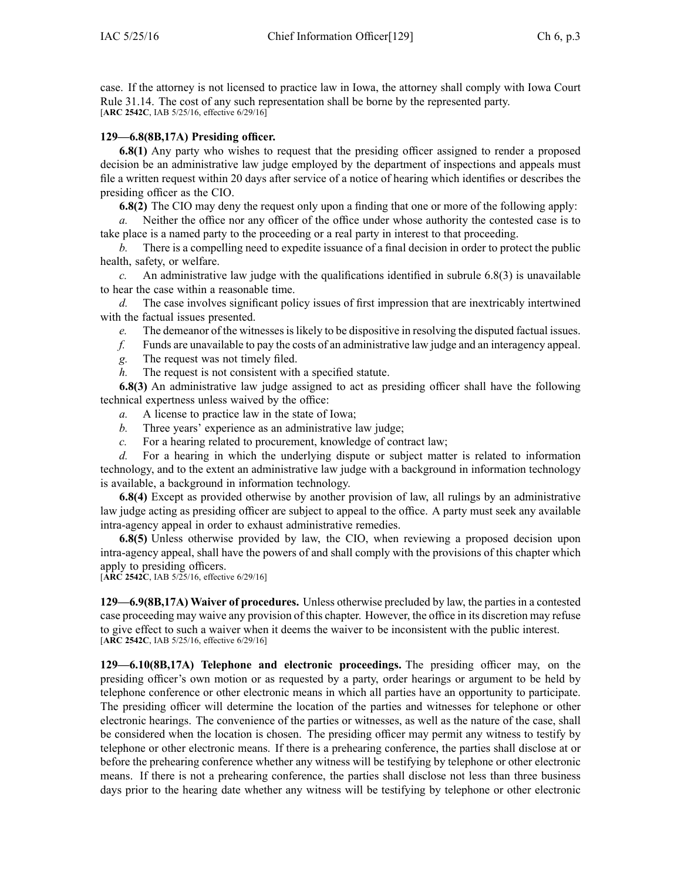case. If the attorney is not licensed to practice law in Iowa, the attorney shall comply with Iowa Court Rule 31.14. The cost of any such representation shall be borne by the represented party.
[**ARC 2542C**, IAB 5/25/16, effective 6/29/16]

**129—6.8(8B,17A) Presiding officer.**

**6.8(1)** Any party who wishes to request that the presiding officer assigned to render a proposed decision be an administrative law judge employed by the department of inspections and appeals must file a written request within 20 days after service of a notice of hearing which identifies or describes the presiding officer as the CIO.

**6.8(2)** The CIO may deny the request only upon a finding that one or more of the following apply:

*a.* Neither the office nor any officer of the office under whose authority the contested case is to take place is a named party to the proceeding or a real party in interest to that proceeding.

*b.* There is a compelling need to expedite issuance of a final decision in order to protect the public health, safety, or welfare.

*c.* An administrative law judge with the qualifications identified in subrule 6.8(3) is unavailable to hear the case within a reasonable time.

*d.* The case involves significant policy issues of first impression that are inextricably intertwined with the factual issues presented.

*e.* The demeanor of the witnesses is likely to be dispositive in resolving the disputed factual issues.

*f.* Funds are unavailable to pay the costs of an administrative law judge and an interagency appeal.

*g.* The request was not timely filed.

*h.* The request is not consistent with a specified statute.

**6.8(3)** An administrative law judge assigned to act as presiding officer shall have the following technical expertness unless waived by the office:

*a.* A license to practice law in the state of Iowa;

*b.* Three years' experience as an administrative law judge;

*c.* For a hearing related to procurement, knowledge of contract law;

*d.* For a hearing in which the underlying dispute or subject matter is related to information technology, and to the extent an administrative law judge with a background in information technology is available, a background in information technology.

**6.8(4)** Except as provided otherwise by another provision of law, all rulings by an administrative law judge acting as presiding officer are subject to appeal to the office. A party must seek any available intra-agency appeal in order to exhaust administrative remedies.

**6.8(5)** Unless otherwise provided by law, the CIO, when reviewing a proposed decision upon intra-agency appeal, shall have the powers of and shall comply with the provisions of this chapter which apply to presiding officers.
[**ARC 2542C**, IAB 5/25/16, effective 6/29/16]

**129—6.9(8B,17A) Waiver of procedures.** Unless otherwise precluded by law, the parties in a contested case proceeding may waive any provision of this chapter. However, the office in its discretion may refuse to give effect to such a waiver when it deems the waiver to be inconsistent with the public interest.
[**ARC 2542C**, IAB 5/25/16, effective 6/29/16]

**129—6.10(8B,17A) Telephone and electronic proceedings.** The presiding officer may, on the presiding officer's own motion or as requested by a party, order hearings or argument to be held by telephone conference or other electronic means in which all parties have an opportunity to participate. The presiding officer will determine the location of the parties and witnesses for telephone or other electronic hearings. The convenience of the parties or witnesses, as well as the nature of the case, shall be considered when the location is chosen. The presiding officer may permit any witness to testify by telephone or other electronic means. If there is a prehearing conference, the parties shall disclose at or before the prehearing conference whether any witness will be testifying by telephone or other electronic means. If there is not a prehearing conference, the parties shall disclose not less than three business days prior to the hearing date whether any witness will be testifying by telephone or other electronic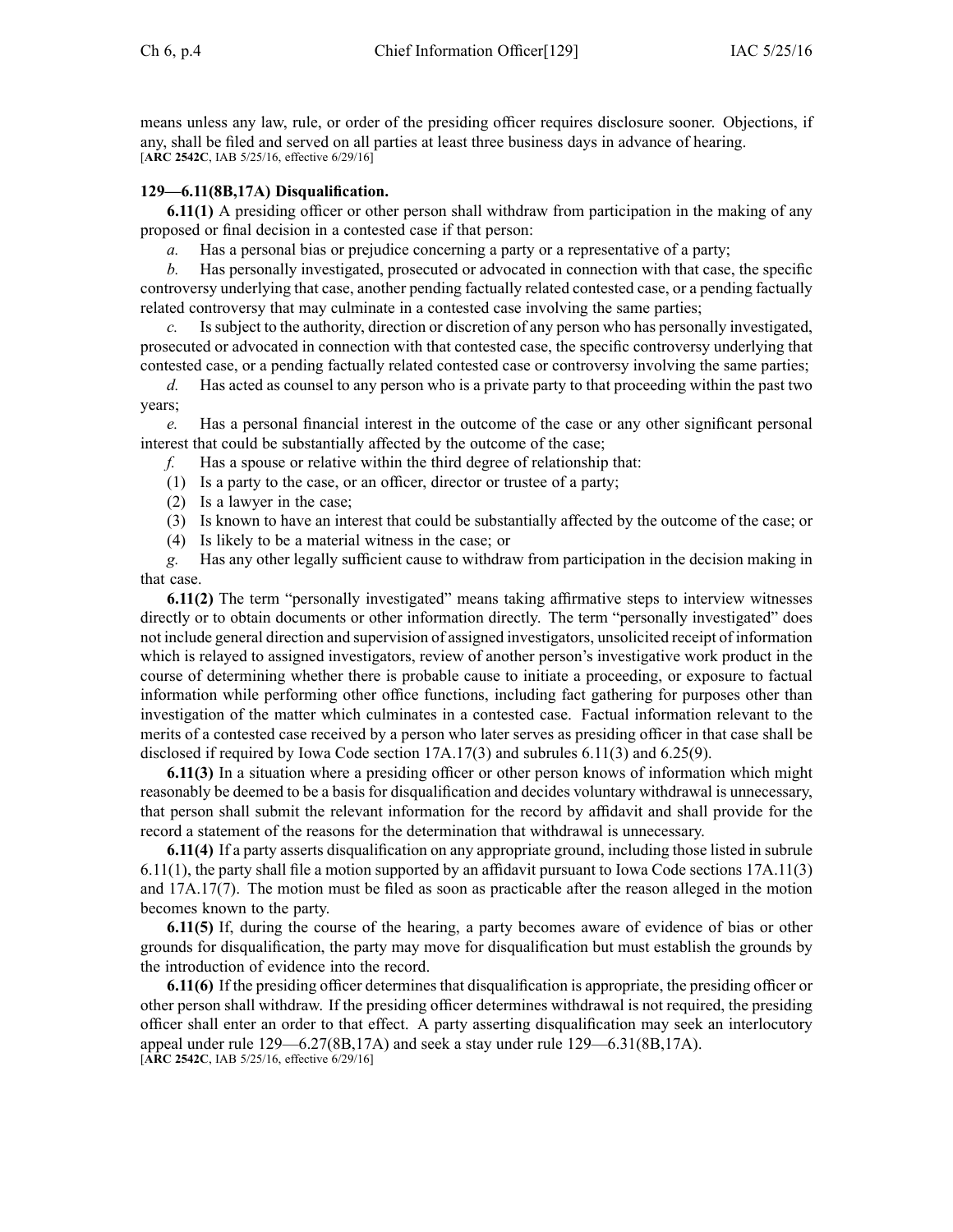means unless any law, rule, or order of the presiding officer requires disclosure sooner. Objections, if any, shall be filed and served on all parties at least three business days in advance of hearing.
[**ARC 2542C**, IAB 5/25/16, effective 6/29/16]

**129—6.11(8B,17A) Disqualification.**

**6.11(1)** A presiding officer or other person shall withdraw from participation in the making of any proposed or final decision in a contested case if that person:

*a.* Has a personal bias or prejudice concerning a party or a representative of a party;

*b.* Has personally investigated, prosecuted or advocated in connection with that case, the specific controversy underlying that case, another pending factually related contested case, or a pending factually related controversy that may culminate in a contested case involving the same parties;

*c.* Is subject to the authority, direction or discretion of any person who has personally investigated, prosecuted or advocated in connection with that contested case, the specific controversy underlying that contested case, or a pending factually related contested case or controversy involving the same parties;

*d.* Has acted as counsel to any person who is a private party to that proceeding within the past two years;

*e.* Has a personal financial interest in the outcome of the case or any other significant personal interest that could be substantially affected by the outcome of the case;

*f.* Has a spouse or relative within the third degree of relationship that:

(1) Is a party to the case, or an officer, director or trustee of a party;

(2) Is a lawyer in the case;

(3) Is known to have an interest that could be substantially affected by the outcome of the case; or

(4) Is likely to be a material witness in the case; or

*g.* Has any other legally sufficient cause to withdraw from participation in the decision making in that case.

**6.11(2)** The term "personally investigated" means taking affirmative steps to interview witnesses directly or to obtain documents or other information directly. The term "personally investigated" does not include general direction and supervision of assigned investigators, unsolicited receipt of information which is relayed to assigned investigators, review of another person's investigative work product in the course of determining whether there is probable cause to initiate a proceeding, or exposure to factual information while performing other office functions, including fact gathering for purposes other than investigation of the matter which culminates in a contested case. Factual information relevant to the merits of a contested case received by a person who later serves as presiding officer in that case shall be disclosed if required by Iowa Code section 17A.17(3) and subrules 6.11(3) and 6.25(9).

**6.11(3)** In a situation where a presiding officer or other person knows of information which might reasonably be deemed to be a basis for disqualification and decides voluntary withdrawal is unnecessary, that person shall submit the relevant information for the record by affidavit and shall provide for the record a statement of the reasons for the determination that withdrawal is unnecessary.

**6.11(4)** If a party asserts disqualification on any appropriate ground, including those listed in subrule 6.11(1), the party shall file a motion supported by an affidavit pursuant to Iowa Code sections 17A.11(3) and 17A.17(7). The motion must be filed as soon as practicable after the reason alleged in the motion becomes known to the party.

**6.11(5)** If, during the course of the hearing, a party becomes aware of evidence of bias or other grounds for disqualification, the party may move for disqualification but must establish the grounds by the introduction of evidence into the record.

**6.11(6)** If the presiding officer determines that disqualification is appropriate, the presiding officer or other person shall withdraw. If the presiding officer determines withdrawal is not required, the presiding officer shall enter an order to that effect. A party asserting disqualification may seek an interlocutory appeal under rule 129—6.27(8B,17A) and seek a stay under rule 129—6.31(8B,17A).
[**ARC 2542C**, IAB 5/25/16, effective 6/29/16]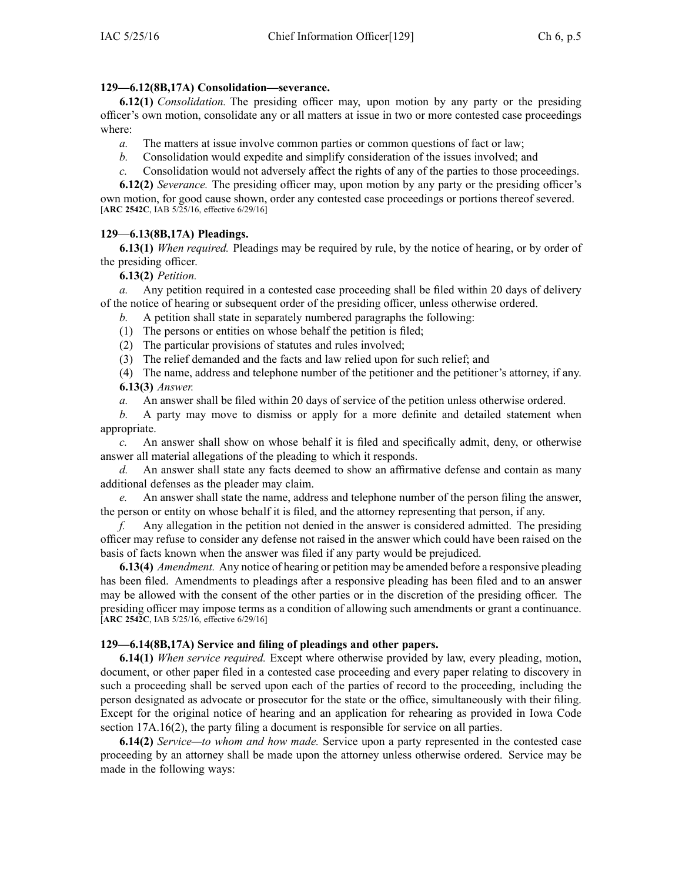**129—6.12(8B,17A) Consolidation—severance.**

**6.12(1)** *Consolidation.* The presiding officer may, upon motion by any party or the presiding officer's own motion, consolidate any or all matters at issue in two or more contested case proceedings where:

*a.* The matters at issue involve common parties or common questions of fact or law;

*b.* Consolidation would expedite and simplify consideration of the issues involved; and

*c.* Consolidation would not adversely affect the rights of any of the parties to those proceedings.

**6.12(2)** *Severance.* The presiding officer may, upon motion by any party or the presiding officer's own motion, for good cause shown, order any contested case proceedings or portions thereof severed.
[**ARC 2542C**, IAB 5/25/16, effective 6/29/16]

**129—6.13(8B,17A) Pleadings.**

**6.13(1)** *When required.* Pleadings may be required by rule, by the notice of hearing, or by order of the presiding officer.

**6.13(2)** *Petition.*

*a.* Any petition required in a contested case proceeding shall be filed within 20 days of delivery of the notice of hearing or subsequent order of the presiding officer, unless otherwise ordered.

*b.* A petition shall state in separately numbered paragraphs the following:

(1) The persons or entities on whose behalf the petition is filed;

(2) The particular provisions of statutes and rules involved;

(3) The relief demanded and the facts and law relied upon for such relief; and

(4) The name, address and telephone number of the petitioner and the petitioner's attorney, if any.

**6.13(3)** *Answer.*

*a.* An answer shall be filed within 20 days of service of the petition unless otherwise ordered.

*b.* A party may move to dismiss or apply for a more definite and detailed statement when appropriate.

*c.* An answer shall show on whose behalf it is filed and specifically admit, deny, or otherwise answer all material allegations of the pleading to which it responds.

*d.* An answer shall state any facts deemed to show an affirmative defense and contain as many additional defenses as the pleader may claim.

*e.* An answer shall state the name, address and telephone number of the person filing the answer, the person or entity on whose behalf it is filed, and the attorney representing that person, if any.

*f.* Any allegation in the petition not denied in the answer is considered admitted. The presiding officer may refuse to consider any defense not raised in the answer which could have been raised on the basis of facts known when the answer was filed if any party would be prejudiced.

**6.13(4)** *Amendment.* Any notice of hearing or petition may be amended before a responsive pleading has been filed. Amendments to pleadings after a responsive pleading has been filed and to an answer may be allowed with the consent of the other parties or in the discretion of the presiding officer. The presiding officer may impose terms as a condition of allowing such amendments or grant a continuance.
[**ARC 2542C**, IAB 5/25/16, effective 6/29/16]

**129—6.14(8B,17A) Service and filing of pleadings and other papers.**

**6.14(1)** *When service required.* Except where otherwise provided by law, every pleading, motion, document, or other paper filed in a contested case proceeding and every paper relating to discovery in such a proceeding shall be served upon each of the parties of record to the proceeding, including the person designated as advocate or prosecutor for the state or the office, simultaneously with their filing. Except for the original notice of hearing and an application for rehearing as provided in Iowa Code section 17A.16(2), the party filing a document is responsible for service on all parties.

**6.14(2)** *Service—to whom and how made.* Service upon a party represented in the contested case proceeding by an attorney shall be made upon the attorney unless otherwise ordered. Service may be made in the following ways: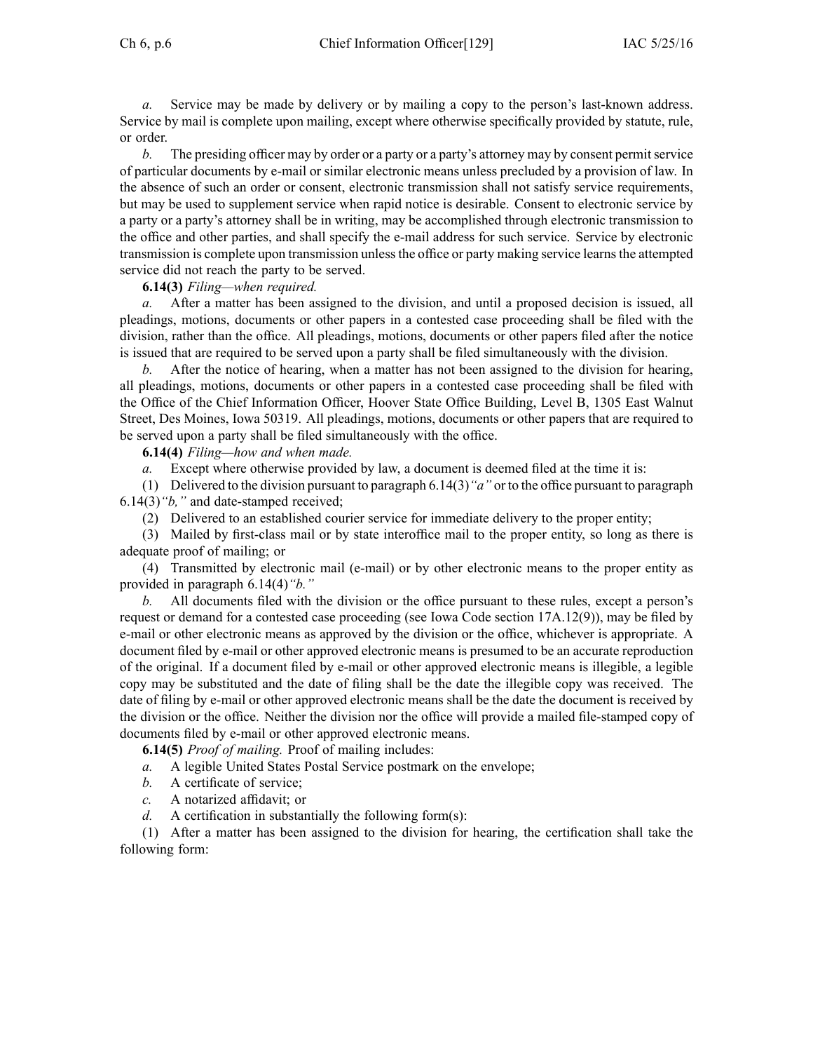*a.* Service may be made by delivery or by mailing a copy to the person's last-known address. Service by mail is complete upon mailing, except where otherwise specifically provided by statute, rule, or order.

*b.* The presiding officer may by order or a party or a party's attorney may by consent permit service of particular documents by e-mail or similar electronic means unless precluded by a provision of law. In the absence of such an order or consent, electronic transmission shall not satisfy service requirements, but may be used to supplement service when rapid notice is desirable. Consent to electronic service by a party or a party's attorney shall be in writing, may be accomplished through electronic transmission to the office and other parties, and shall specify the e-mail address for such service. Service by electronic transmission is complete upon transmission unless the office or party making service learns the attempted service did not reach the party to be served.

**6.14(3)** *Filing—when required.*

*a.* After a matter has been assigned to the division, and until a proposed decision is issued, all pleadings, motions, documents or other papers in a contested case proceeding shall be filed with the division, rather than the office. All pleadings, motions, documents or other papers filed after the notice is issued that are required to be served upon a party shall be filed simultaneously with the division.

*b.* After the notice of hearing, when a matter has not been assigned to the division for hearing, all pleadings, motions, documents or other papers in a contested case proceeding shall be filed with the Office of the Chief Information Officer, Hoover State Office Building, Level B, 1305 East Walnut Street, Des Moines, Iowa 50319. All pleadings, motions, documents or other papers that are required to be served upon a party shall be filed simultaneously with the office.

**6.14(4)** *Filing—how and when made.*

*a.* Except where otherwise provided by law, a document is deemed filed at the time it is:

(1) Delivered to the division pursuant to paragraph 6.14(3)*"a"* or to the office pursuant to paragraph 6.14(3)*"b,"* and date-stamped received;

(2) Delivered to an established courier service for immediate delivery to the proper entity;

(3) Mailed by first-class mail or by state interoffice mail to the proper entity, so long as there is adequate proof of mailing; or

(4) Transmitted by electronic mail (e-mail) or by other electronic means to the proper entity as provided in paragraph 6.14(4)*"b."*

*b.* All documents filed with the division or the office pursuant to these rules, except a person's request or demand for a contested case proceeding (see Iowa Code section 17A.12(9)), may be filed by e-mail or other electronic means as approved by the division or the office, whichever is appropriate. A document filed by e-mail or other approved electronic means is presumed to be an accurate reproduction of the original. If a document filed by e-mail or other approved electronic means is illegible, a legible copy may be substituted and the date of filing shall be the date the illegible copy was received. The date of filing by e-mail or other approved electronic means shall be the date the document is received by the division or the office. Neither the division nor the office will provide a mailed file-stamped copy of documents filed by e-mail or other approved electronic means.

**6.14(5)** *Proof of mailing.* Proof of mailing includes:

*a.* A legible United States Postal Service postmark on the envelope;

*b.* A certificate of service;

*c.* A notarized affidavit; or

*d.* A certification in substantially the following form(s):

(1) After a matter has been assigned to the division for hearing, the certification shall take the following form: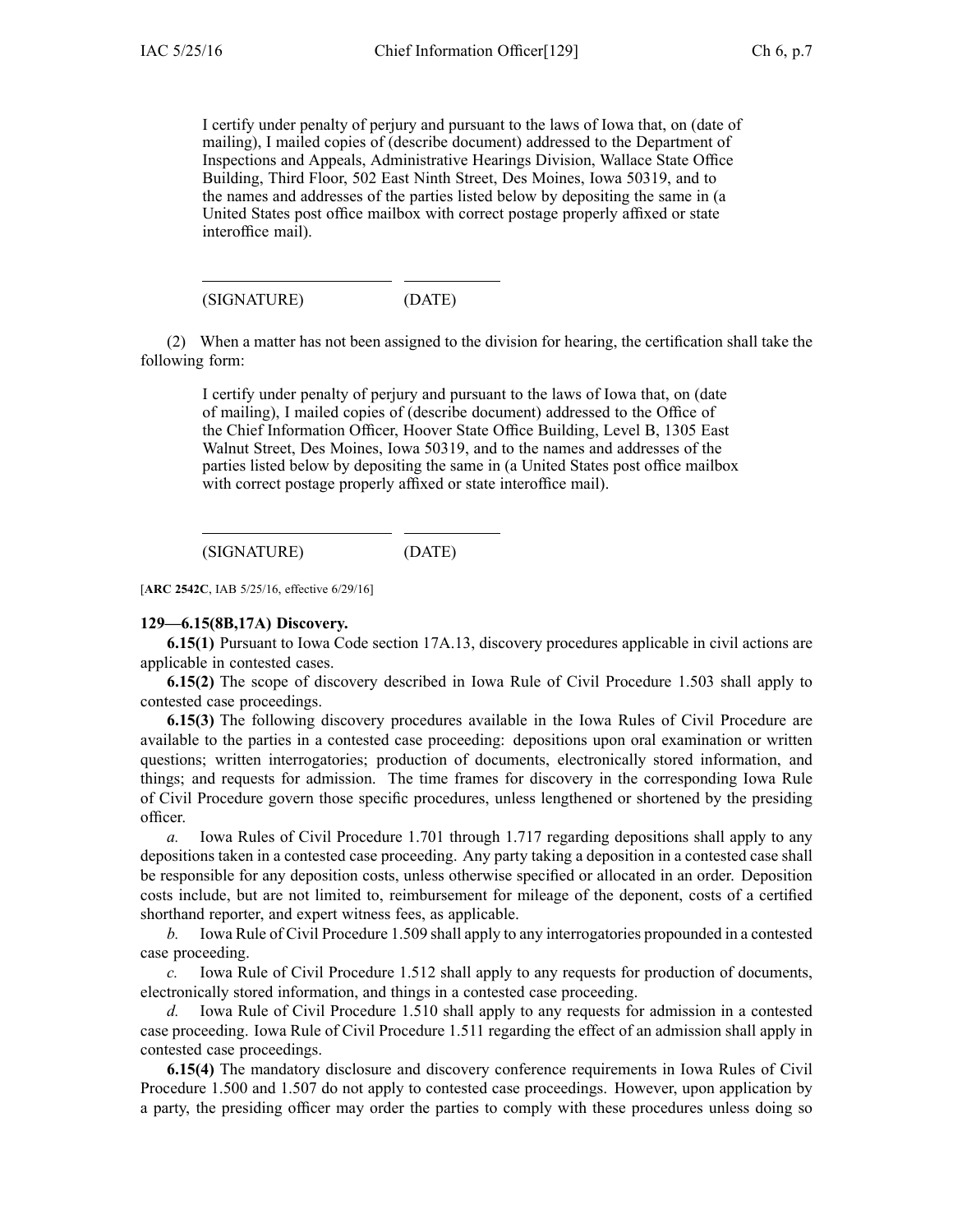I certify under penalty of perjury and pursuant to the laws of Iowa that, on (date of mailing), I mailed copies of (describe document) addressed to the Department of Inspections and Appeals, Administrative Hearings Division, Wallace State Office Building, Third Floor, 502 East Ninth Street, Des Moines, Iowa 50319, and to the names and addresses of the parties listed below by depositing the same in (a United States post office mailbox with correct postage properly affixed or state interoffice mail).

\_\_\_\_\_\_\_\_\_\_\_\_\_\_\_\_\_\_\_\_\_\_\_\_ \_\_\_\_\_\_\_\_\_\_\_\_

(SIGNATURE) (DATE)

(2) When a matter has not been assigned to the division for hearing, the certification shall take the following form:

I certify under penalty of perjury and pursuant to the laws of Iowa that, on (date of mailing), I mailed copies of (describe document) addressed to the Office of the Chief Information Officer, Hoover State Office Building, Level B, 1305 East Walnut Street, Des Moines, Iowa 50319, and to the names and addresses of the parties listed below by depositing the same in (a United States post office mailbox with correct postage properly affixed or state interoffice mail).

\_\_\_\_\_\_\_\_\_\_\_\_\_\_\_\_\_\_\_\_\_\_\_\_ \_\_\_\_\_\_\_\_\_\_\_\_

(SIGNATURE) (DATE)

[**ARC 2542C**, IAB 5/25/16, effective 6/29/16]

**129—6.15(8B,17A) Discovery.**

**6.15(1)** Pursuant to Iowa Code section 17A.13, discovery procedures applicable in civil actions are applicable in contested cases.

**6.15(2)** The scope of discovery described in Iowa Rule of Civil Procedure 1.503 shall apply to contested case proceedings.

**6.15(3)** The following discovery procedures available in the Iowa Rules of Civil Procedure are available to the parties in a contested case proceeding: depositions upon oral examination or written questions; written interrogatories; production of documents, electronically stored information, and things; and requests for admission. The time frames for discovery in the corresponding Iowa Rule of Civil Procedure govern those specific procedures, unless lengthened or shortened by the presiding officer.

*a.* Iowa Rules of Civil Procedure 1.701 through 1.717 regarding depositions shall apply to any depositions taken in a contested case proceeding. Any party taking a deposition in a contested case shall be responsible for any deposition costs, unless otherwise specified or allocated in an order. Deposition costs include, but are not limited to, reimbursement for mileage of the deponent, costs of a certified shorthand reporter, and expert witness fees, as applicable.

*b.* Iowa Rule of Civil Procedure 1.509 shall apply to any interrogatories propounded in a contested case proceeding.

*c.* Iowa Rule of Civil Procedure 1.512 shall apply to any requests for production of documents, electronically stored information, and things in a contested case proceeding.

*d.* Iowa Rule of Civil Procedure 1.510 shall apply to any requests for admission in a contested case proceeding. Iowa Rule of Civil Procedure 1.511 regarding the effect of an admission shall apply in contested case proceedings.

**6.15(4)** The mandatory disclosure and discovery conference requirements in Iowa Rules of Civil Procedure 1.500 and 1.507 do not apply to contested case proceedings. However, upon application by a party, the presiding officer may order the parties to comply with these procedures unless doing so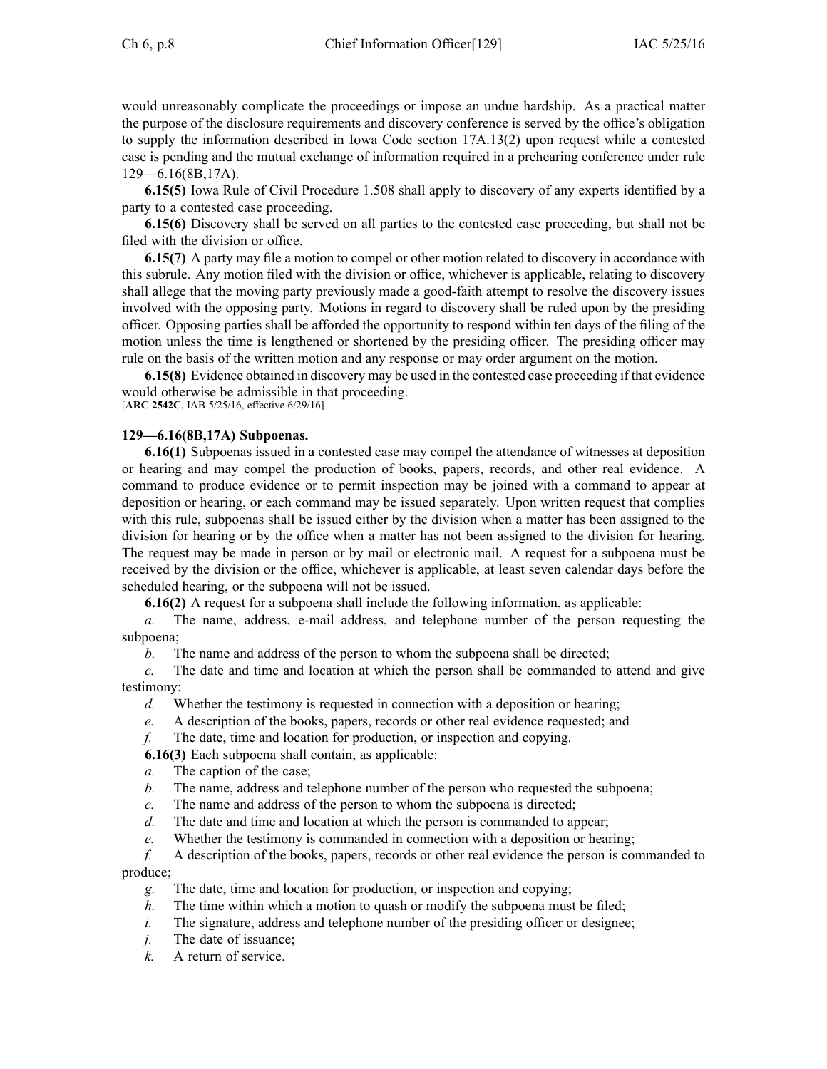would unreasonably complicate the proceedings or impose an undue hardship. As a practical matter the purpose of the disclosure requirements and discovery conference is served by the office's obligation to supply the information described in Iowa Code section 17A.13(2) upon request while a contested case is pending and the mutual exchange of information required in a prehearing conference under rule 129—6.16(8B,17A).

**6.15(5)** Iowa Rule of Civil Procedure 1.508 shall apply to discovery of any experts identified by a party to a contested case proceeding.

**6.15(6)** Discovery shall be served on all parties to the contested case proceeding, but shall not be filed with the division or office.

**6.15(7)** A party may file a motion to compel or other motion related to discovery in accordance with this subrule. Any motion filed with the division or office, whichever is applicable, relating to discovery shall allege that the moving party previously made a good-faith attempt to resolve the discovery issues involved with the opposing party. Motions in regard to discovery shall be ruled upon by the presiding officer. Opposing parties shall be afforded the opportunity to respond within ten days of the filing of the motion unless the time is lengthened or shortened by the presiding officer. The presiding officer may rule on the basis of the written motion and any response or may order argument on the motion.

**6.15(8)** Evidence obtained in discovery may be used in the contested case proceeding if that evidence would otherwise be admissible in that proceeding.
[**ARC 2542C**, IAB 5/25/16, effective 6/29/16]

**129—6.16(8B,17A) Subpoenas.**

**6.16(1)** Subpoenas issued in a contested case may compel the attendance of witnesses at deposition or hearing and may compel the production of books, papers, records, and other real evidence. A command to produce evidence or to permit inspection may be joined with a command to appear at deposition or hearing, or each command may be issued separately. Upon written request that complies with this rule, subpoenas shall be issued either by the division when a matter has been assigned to the division for hearing or by the office when a matter has not been assigned to the division for hearing. The request may be made in person or by mail or electronic mail. A request for a subpoena must be received by the division or the office, whichever is applicable, at least seven calendar days before the scheduled hearing, or the subpoena will not be issued.

**6.16(2)** A request for a subpoena shall include the following information, as applicable:

*a.* The name, address, e-mail address, and telephone number of the person requesting the subpoena;

*b.* The name and address of the person to whom the subpoena shall be directed;

*c.* The date and time and location at which the person shall be commanded to attend and give testimony;

*d.* Whether the testimony is requested in connection with a deposition or hearing;

*e.* A description of the books, papers, records or other real evidence requested; and

*f.* The date, time and location for production, or inspection and copying.

**6.16(3)** Each subpoena shall contain, as applicable:

*a.* The caption of the case;

*b.* The name, address and telephone number of the person who requested the subpoena;

*c.* The name and address of the person to whom the subpoena is directed;

*d.* The date and time and location at which the person is commanded to appear;

*e.* Whether the testimony is commanded in connection with a deposition or hearing;

*f.* A description of the books, papers, records or other real evidence the person is commanded to produce;

*g.* The date, time and location for production, or inspection and copying;

*h.* The time within which a motion to quash or modify the subpoena must be filed;

*i.* The signature, address and telephone number of the presiding officer or designee;

*j.* The date of issuance;

*k.* A return of service.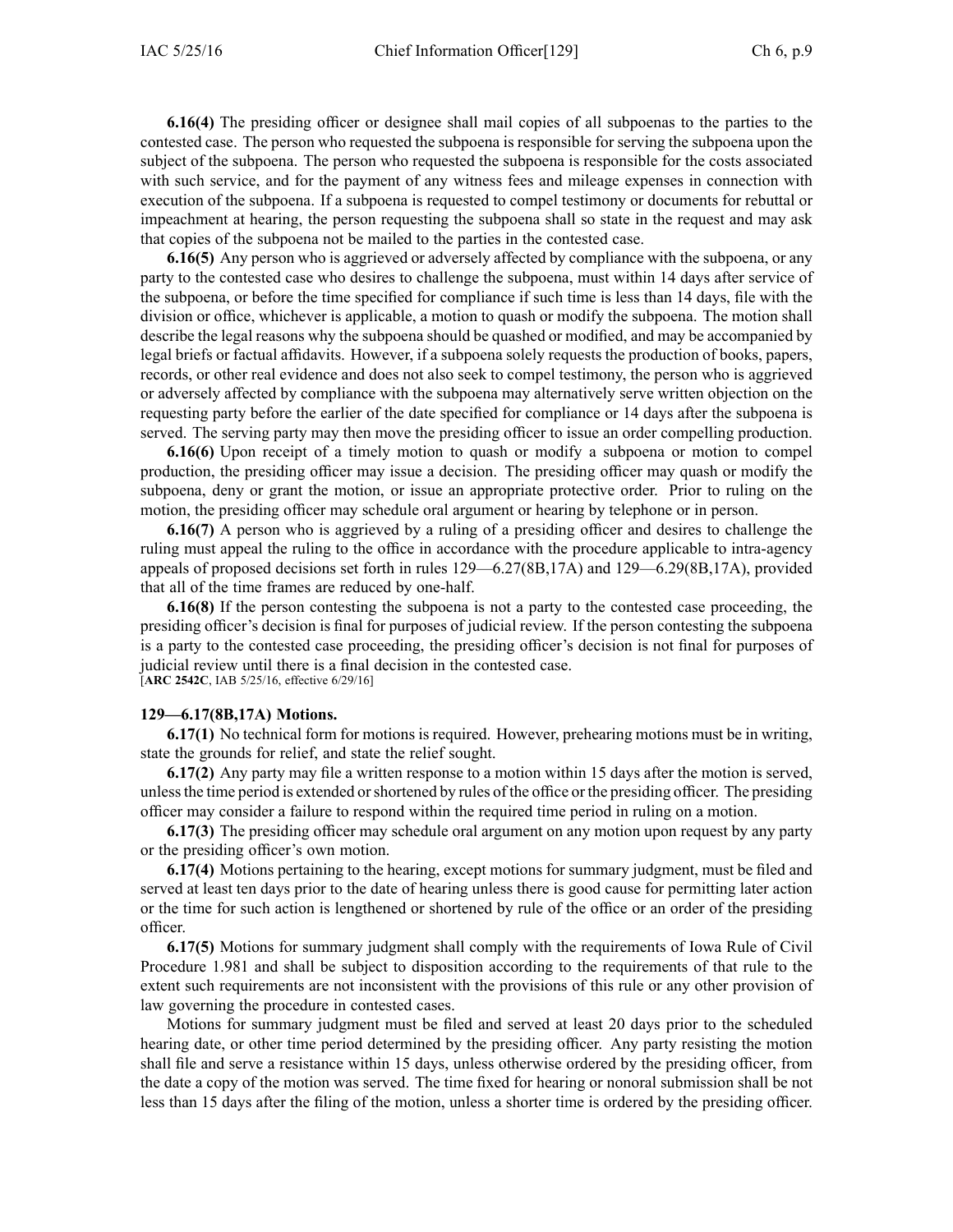**6.16(4)** The presiding officer or designee shall mail copies of all subpoenas to the parties to the contested case. The person who requested the subpoena is responsible for serving the subpoena upon the subject of the subpoena. The person who requested the subpoena is responsible for the costs associated with such service, and for the payment of any witness fees and mileage expenses in connection with execution of the subpoena. If a subpoena is requested to compel testimony or documents for rebuttal or impeachment at hearing, the person requesting the subpoena shall so state in the request and may ask that copies of the subpoena not be mailed to the parties in the contested case.

**6.16(5)** Any person who is aggrieved or adversely affected by compliance with the subpoena, or any party to the contested case who desires to challenge the subpoena, must within 14 days after service of the subpoena, or before the time specified for compliance if such time is less than 14 days, file with the division or office, whichever is applicable, a motion to quash or modify the subpoena. The motion shall describe the legal reasons why the subpoena should be quashed or modified, and may be accompanied by legal briefs or factual affidavits. However, if a subpoena solely requests the production of books, papers, records, or other real evidence and does not also seek to compel testimony, the person who is aggrieved or adversely affected by compliance with the subpoena may alternatively serve written objection on the requesting party before the earlier of the date specified for compliance or 14 days after the subpoena is served. The serving party may then move the presiding officer to issue an order compelling production.

**6.16(6)** Upon receipt of a timely motion to quash or modify a subpoena or motion to compel production, the presiding officer may issue a decision. The presiding officer may quash or modify the subpoena, deny or grant the motion, or issue an appropriate protective order. Prior to ruling on the motion, the presiding officer may schedule oral argument or hearing by telephone or in person.

**6.16(7)** A person who is aggrieved by a ruling of a presiding officer and desires to challenge the ruling must appeal the ruling to the office in accordance with the procedure applicable to intra-agency appeals of proposed decisions set forth in rules 129—6.27(8B,17A) and 129—6.29(8B,17A), provided that all of the time frames are reduced by one-half.

**6.16(8)** If the person contesting the subpoena is not a party to the contested case proceeding, the presiding officer's decision is final for purposes of judicial review. If the person contesting the subpoena is a party to the contested case proceeding, the presiding officer's decision is not final for purposes of judicial review until there is a final decision in the contested case.
[**ARC 2542C**, IAB 5/25/16, effective 6/29/16]

**129—6.17(8B,17A) Motions.**

**6.17(1)** No technical form for motions is required. However, prehearing motions must be in writing, state the grounds for relief, and state the relief sought.

**6.17(2)** Any party may file a written response to a motion within 15 days after the motion is served, unless the time period is extended or shortened by rules of the office or the presiding officer. The presiding officer may consider a failure to respond within the required time period in ruling on a motion.

**6.17(3)** The presiding officer may schedule oral argument on any motion upon request by any party or the presiding officer's own motion.

**6.17(4)** Motions pertaining to the hearing, except motions for summary judgment, must be filed and served at least ten days prior to the date of hearing unless there is good cause for permitting later action or the time for such action is lengthened or shortened by rule of the office or an order of the presiding officer.

**6.17(5)** Motions for summary judgment shall comply with the requirements of Iowa Rule of Civil Procedure 1.981 and shall be subject to disposition according to the requirements of that rule to the extent such requirements are not inconsistent with the provisions of this rule or any other provision of law governing the procedure in contested cases.

Motions for summary judgment must be filed and served at least 20 days prior to the scheduled hearing date, or other time period determined by the presiding officer. Any party resisting the motion shall file and serve a resistance within 15 days, unless otherwise ordered by the presiding officer, from the date a copy of the motion was served. The time fixed for hearing or nonoral submission shall be not less than 15 days after the filing of the motion, unless a shorter time is ordered by the presiding officer.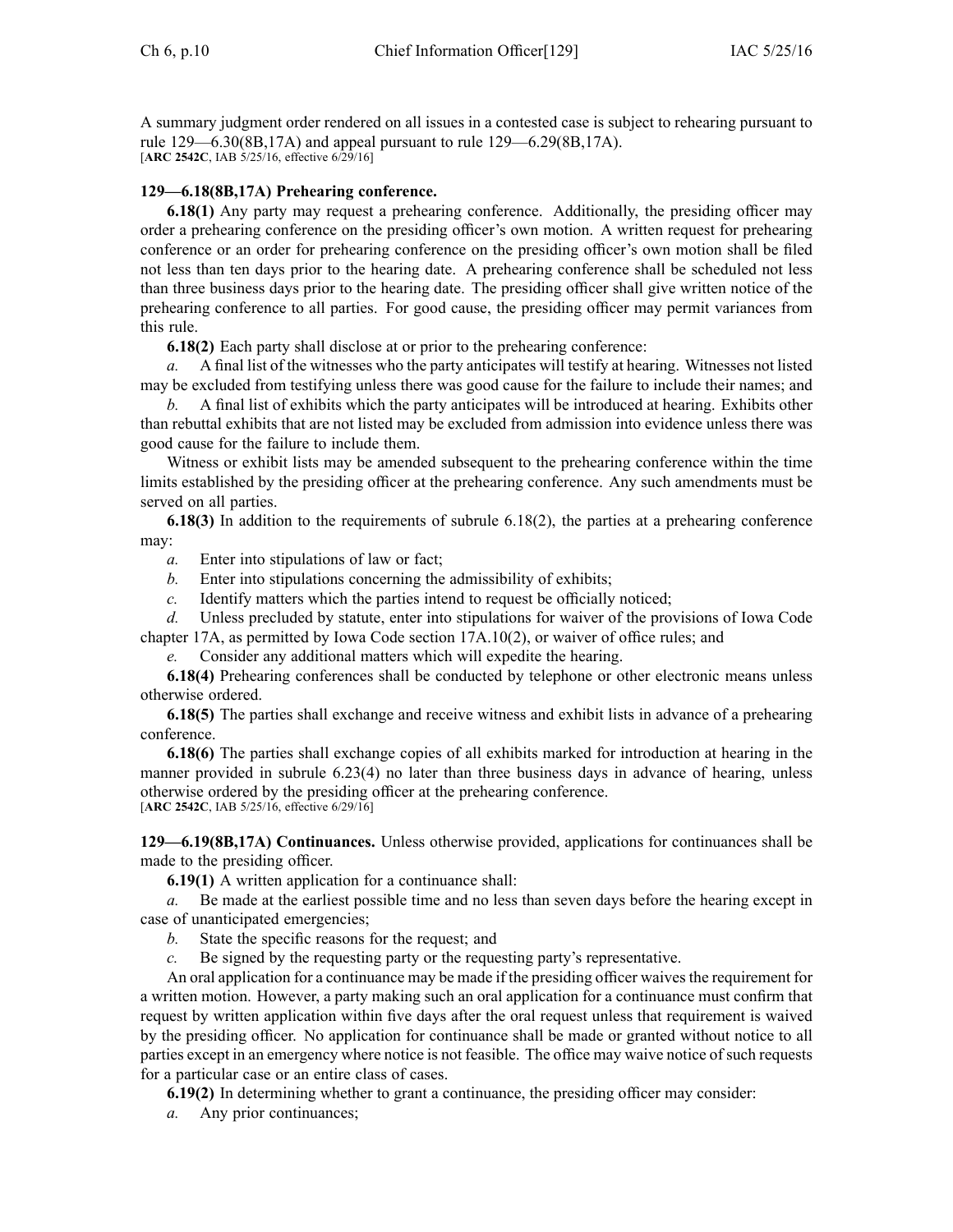A summary judgment order rendered on all issues in a contested case is subject to rehearing pursuant to rule 129—6.30(8B,17A) and appeal pursuant to rule 129—6.29(8B,17A).
[**ARC 2542C**, IAB 5/25/16, effective 6/29/16]

**129—6.18(8B,17A) Prehearing conference.**

**6.18(1)** Any party may request a prehearing conference. Additionally, the presiding officer may order a prehearing conference on the presiding officer's own motion. A written request for prehearing conference or an order for prehearing conference on the presiding officer's own motion shall be filed not less than ten days prior to the hearing date. A prehearing conference shall be scheduled not less than three business days prior to the hearing date. The presiding officer shall give written notice of the prehearing conference to all parties. For good cause, the presiding officer may permit variances from this rule.

**6.18(2)** Each party shall disclose at or prior to the prehearing conference:

*a.* A final list of the witnesses who the party anticipates will testify at hearing. Witnesses not listed may be excluded from testifying unless there was good cause for the failure to include their names; and

*b.* A final list of exhibits which the party anticipates will be introduced at hearing. Exhibits other than rebuttal exhibits that are not listed may be excluded from admission into evidence unless there was good cause for the failure to include them.

Witness or exhibit lists may be amended subsequent to the prehearing conference within the time limits established by the presiding officer at the prehearing conference. Any such amendments must be served on all parties.

**6.18(3)** In addition to the requirements of subrule 6.18(2), the parties at a prehearing conference may:

*a.* Enter into stipulations of law or fact;

*b.* Enter into stipulations concerning the admissibility of exhibits;

*c.* Identify matters which the parties intend to request be officially noticed;

*d.* Unless precluded by statute, enter into stipulations for waiver of the provisions of Iowa Code chapter 17A, as permitted by Iowa Code section 17A.10(2), or waiver of office rules; and

*e.* Consider any additional matters which will expedite the hearing.

**6.18(4)** Prehearing conferences shall be conducted by telephone or other electronic means unless otherwise ordered.

**6.18(5)** The parties shall exchange and receive witness and exhibit lists in advance of a prehearing conference.

**6.18(6)** The parties shall exchange copies of all exhibits marked for introduction at hearing in the manner provided in subrule 6.23(4) no later than three business days in advance of hearing, unless otherwise ordered by the presiding officer at the prehearing conference.
[**ARC 2542C**, IAB 5/25/16, effective 6/29/16]

**129—6.19(8B,17A) Continuances.** Unless otherwise provided, applications for continuances shall be made to the presiding officer.

**6.19(1)** A written application for a continuance shall:

*a.* Be made at the earliest possible time and no less than seven days before the hearing except in case of unanticipated emergencies;

*b.* State the specific reasons for the request; and

*c.* Be signed by the requesting party or the requesting party's representative.

An oral application for a continuance may be made if the presiding officer waives the requirement for a written motion. However, a party making such an oral application for a continuance must confirm that request by written application within five days after the oral request unless that requirement is waived by the presiding officer. No application for continuance shall be made or granted without notice to all parties except in an emergency where notice is not feasible. The office may waive notice of such requests for a particular case or an entire class of cases.

**6.19(2)** In determining whether to grant a continuance, the presiding officer may consider:

*a.* Any prior continuances;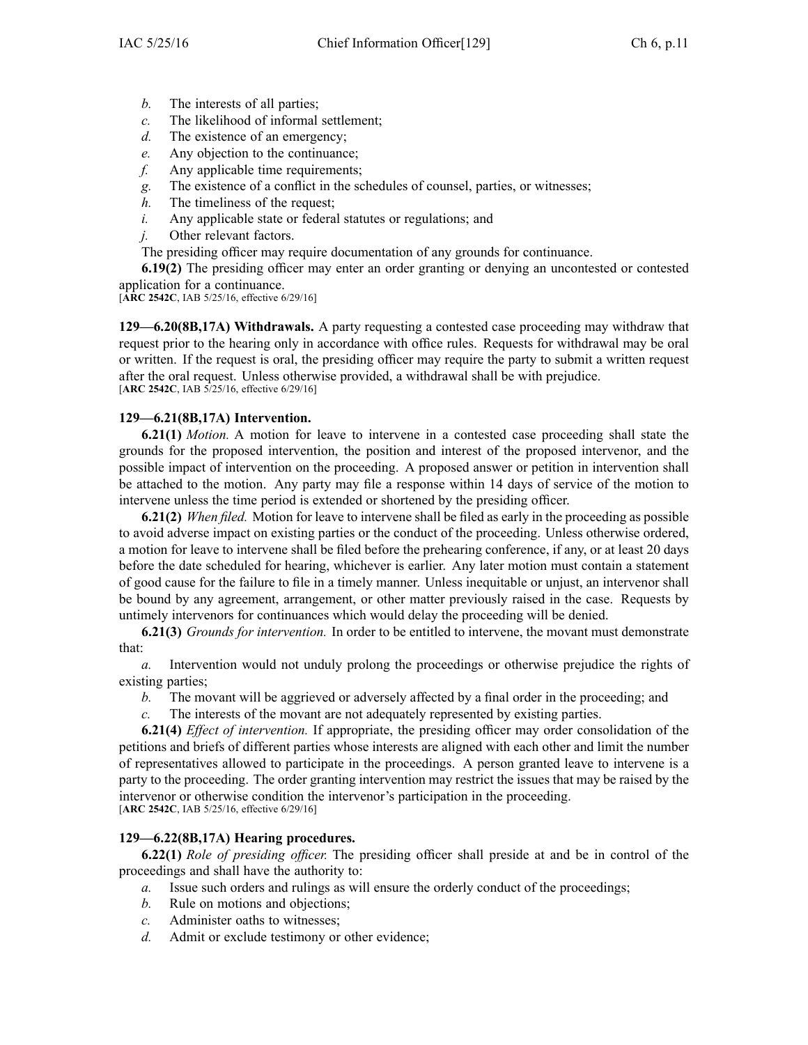*b.* The interests of all parties;

*c.* The likelihood of informal settlement;

*d.* The existence of an emergency;

*e.* Any objection to the continuance;

*f.* Any applicable time requirements;

*g.* The existence of a conflict in the schedules of counsel, parties, or witnesses;

*h.* The timeliness of the request;

*i.* Any applicable state or federal statutes or regulations; and

*j.* Other relevant factors.

The presiding officer may require documentation of any grounds for continuance.

**6.19(2)** The presiding officer may enter an order granting or denying an uncontested or contested application for a continuance.

[**ARC 2542C**, IAB 5/25/16, effective 6/29/16]

**129—6.20(8B,17A) Withdrawals.** A party requesting a contested case proceeding may withdraw that request prior to the hearing only in accordance with office rules. Requests for withdrawal may be oral or written. If the request is oral, the presiding officer may require the party to submit a written request after the oral request. Unless otherwise provided, a withdrawal shall be with prejudice.

[**ARC 2542C**, IAB 5/25/16, effective 6/29/16]

**129—6.21(8B,17A) Intervention.**

**6.21(1)** *Motion.* A motion for leave to intervene in a contested case proceeding shall state the grounds for the proposed intervention, the position and interest of the proposed intervenor, and the possible impact of intervention on the proceeding. A proposed answer or petition in intervention shall be attached to the motion. Any party may file a response within 14 days of service of the motion to intervene unless the time period is extended or shortened by the presiding officer.

**6.21(2)** *When filed.* Motion for leave to intervene shall be filed as early in the proceeding as possible to avoid adverse impact on existing parties or the conduct of the proceeding. Unless otherwise ordered, a motion for leave to intervene shall be filed before the prehearing conference, if any, or at least 20 days before the date scheduled for hearing, whichever is earlier. Any later motion must contain a statement of good cause for the failure to file in a timely manner. Unless inequitable or unjust, an intervenor shall be bound by any agreement, arrangement, or other matter previously raised in the case. Requests by untimely intervenors for continuances which would delay the proceeding will be denied.

**6.21(3)** *Grounds for intervention.* In order to be entitled to intervene, the movant must demonstrate that:

*a.* Intervention would not unduly prolong the proceedings or otherwise prejudice the rights of existing parties;

*b.* The movant will be aggrieved or adversely affected by a final order in the proceeding; and

*c.* The interests of the movant are not adequately represented by existing parties.

**6.21(4)** *Effect of intervention.* If appropriate, the presiding officer may order consolidation of the petitions and briefs of different parties whose interests are aligned with each other and limit the number of representatives allowed to participate in the proceedings. A person granted leave to intervene is a party to the proceeding. The order granting intervention may restrict the issues that may be raised by the intervenor or otherwise condition the intervenor's participation in the proceeding.

[**ARC 2542C**, IAB 5/25/16, effective 6/29/16]

**129—6.22(8B,17A) Hearing procedures.**

**6.22(1)** *Role of presiding officer.* The presiding officer shall preside at and be in control of the proceedings and shall have the authority to:

*a.* Issue such orders and rulings as will ensure the orderly conduct of the proceedings;

*b.* Rule on motions and objections;

*c.* Administer oaths to witnesses;

*d.* Admit or exclude testimony or other evidence;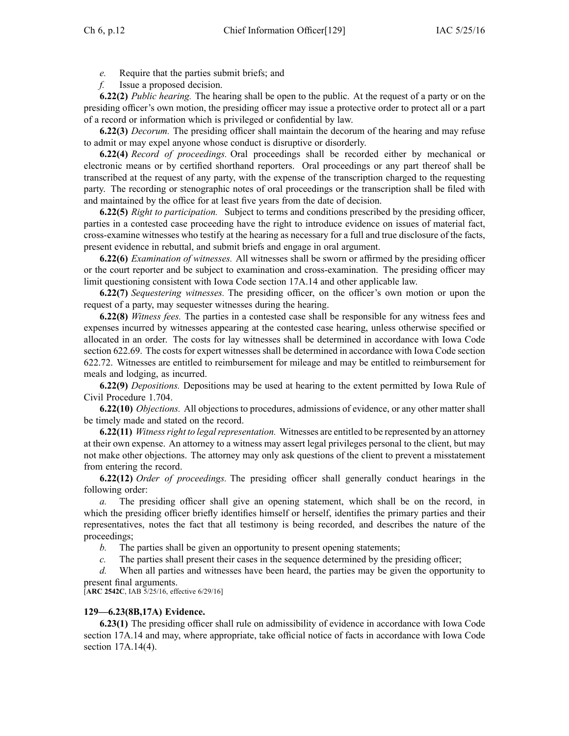*e.* Require that the parties submit briefs; and

*f.* Issue a proposed decision.

**6.22(2)** *Public hearing.* The hearing shall be open to the public. At the request of a party or on the presiding officer's own motion, the presiding officer may issue a protective order to protect all or a part of a record or information which is privileged or confidential by law.

**6.22(3)** *Decorum.* The presiding officer shall maintain the decorum of the hearing and may refuse to admit or may expel anyone whose conduct is disruptive or disorderly.

**6.22(4)** *Record of proceedings.* Oral proceedings shall be recorded either by mechanical or electronic means or by certified shorthand reporters. Oral proceedings or any part thereof shall be transcribed at the request of any party, with the expense of the transcription charged to the requesting party. The recording or stenographic notes of oral proceedings or the transcription shall be filed with and maintained by the office for at least five years from the date of decision.

**6.22(5)** *Right to participation.* Subject to terms and conditions prescribed by the presiding officer, parties in a contested case proceeding have the right to introduce evidence on issues of material fact, cross-examine witnesses who testify at the hearing as necessary for a full and true disclosure of the facts, present evidence in rebuttal, and submit briefs and engage in oral argument.

**6.22(6)** *Examination of witnesses.* All witnesses shall be sworn or affirmed by the presiding officer or the court reporter and be subject to examination and cross-examination. The presiding officer may limit questioning consistent with Iowa Code section 17A.14 and other applicable law.

**6.22(7)** *Sequestering witnesses.* The presiding officer, on the officer's own motion or upon the request of a party, may sequester witnesses during the hearing.

**6.22(8)** *Witness fees.* The parties in a contested case shall be responsible for any witness fees and expenses incurred by witnesses appearing at the contested case hearing, unless otherwise specified or allocated in an order. The costs for lay witnesses shall be determined in accordance with Iowa Code section 622.69. The costs for expert witnesses shall be determined in accordance with Iowa Code section 622.72. Witnesses are entitled to reimbursement for mileage and may be entitled to reimbursement for meals and lodging, as incurred.

**6.22(9)** *Depositions.* Depositions may be used at hearing to the extent permitted by Iowa Rule of Civil Procedure 1.704.

**6.22(10)** *Objections.* All objections to procedures, admissions of evidence, or any other matter shall be timely made and stated on the record.

**6.22(11)** *Witness right to legal representation.* Witnesses are entitled to be represented by an attorney at their own expense. An attorney to a witness may assert legal privileges personal to the client, but may not make other objections. The attorney may only ask questions of the client to prevent a misstatement from entering the record.

**6.22(12)** *Order of proceedings.* The presiding officer shall generally conduct hearings in the following order:

*a.* The presiding officer shall give an opening statement, which shall be on the record, in which the presiding officer briefly identifies himself or herself, identifies the primary parties and their representatives, notes the fact that all testimony is being recorded, and describes the nature of the proceedings;

*b.* The parties shall be given an opportunity to present opening statements;

*c.* The parties shall present their cases in the sequence determined by the presiding officer;

*d.* When all parties and witnesses have been heard, the parties may be given the opportunity to present final arguments.

[**ARC 2542C**, IAB 5/25/16, effective 6/29/16]

**129—6.23(8B,17A) Evidence.**

**6.23(1)** The presiding officer shall rule on admissibility of evidence in accordance with Iowa Code section 17A.14 and may, where appropriate, take official notice of facts in accordance with Iowa Code section 17A.14(4).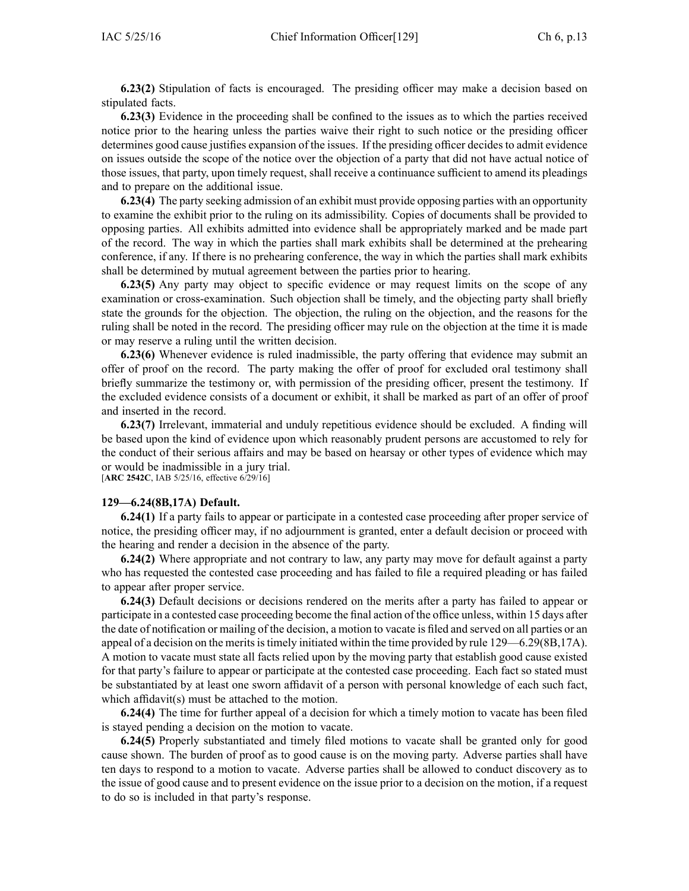**6.23(2)** Stipulation of facts is encouraged. The presiding officer may make a decision based on stipulated facts.

**6.23(3)** Evidence in the proceeding shall be confined to the issues as to which the parties received notice prior to the hearing unless the parties waive their right to such notice or the presiding officer determines good cause justifies expansion of the issues. If the presiding officer decides to admit evidence on issues outside the scope of the notice over the objection of a party that did not have actual notice of those issues, that party, upon timely request, shall receive a continuance sufficient to amend its pleadings and to prepare on the additional issue.

**6.23(4)** The party seeking admission of an exhibit must provide opposing parties with an opportunity to examine the exhibit prior to the ruling on its admissibility. Copies of documents shall be provided to opposing parties. All exhibits admitted into evidence shall be appropriately marked and be made part of the record. The way in which the parties shall mark exhibits shall be determined at the prehearing conference, if any. If there is no prehearing conference, the way in which the parties shall mark exhibits shall be determined by mutual agreement between the parties prior to hearing.

**6.23(5)** Any party may object to specific evidence or may request limits on the scope of any examination or cross-examination. Such objection shall be timely, and the objecting party shall briefly state the grounds for the objection. The objection, the ruling on the objection, and the reasons for the ruling shall be noted in the record. The presiding officer may rule on the objection at the time it is made or may reserve a ruling until the written decision.

**6.23(6)** Whenever evidence is ruled inadmissible, the party offering that evidence may submit an offer of proof on the record. The party making the offer of proof for excluded oral testimony shall briefly summarize the testimony or, with permission of the presiding officer, present the testimony. If the excluded evidence consists of a document or exhibit, it shall be marked as part of an offer of proof and inserted in the record.

**6.23(7)** Irrelevant, immaterial and unduly repetitious evidence should be excluded. A finding will be based upon the kind of evidence upon which reasonably prudent persons are accustomed to rely for the conduct of their serious affairs and may be based on hearsay or other types of evidence which may or would be inadmissible in a jury trial.
[**ARC 2542C**, IAB 5/25/16, effective 6/29/16]

**129—6.24(8B,17A) Default.**

**6.24(1)** If a party fails to appear or participate in a contested case proceeding after proper service of notice, the presiding officer may, if no adjournment is granted, enter a default decision or proceed with the hearing and render a decision in the absence of the party.

**6.24(2)** Where appropriate and not contrary to law, any party may move for default against a party who has requested the contested case proceeding and has failed to file a required pleading or has failed to appear after proper service.

**6.24(3)** Default decisions or decisions rendered on the merits after a party has failed to appear or participate in a contested case proceeding become the final action of the office unless, within 15 days after the date of notification or mailing of the decision, a motion to vacate is filed and served on all parties or an appeal of a decision on the merits is timely initiated within the time provided by rule 129—6.29(8B,17A). A motion to vacate must state all facts relied upon by the moving party that establish good cause existed for that party's failure to appear or participate at the contested case proceeding. Each fact so stated must be substantiated by at least one sworn affidavit of a person with personal knowledge of each such fact, which affidavit(s) must be attached to the motion.

**6.24(4)** The time for further appeal of a decision for which a timely motion to vacate has been filed is stayed pending a decision on the motion to vacate.

**6.24(5)** Properly substantiated and timely filed motions to vacate shall be granted only for good cause shown. The burden of proof as to good cause is on the moving party. Adverse parties shall have ten days to respond to a motion to vacate. Adverse parties shall be allowed to conduct discovery as to the issue of good cause and to present evidence on the issue prior to a decision on the motion, if a request to do so is included in that party's response.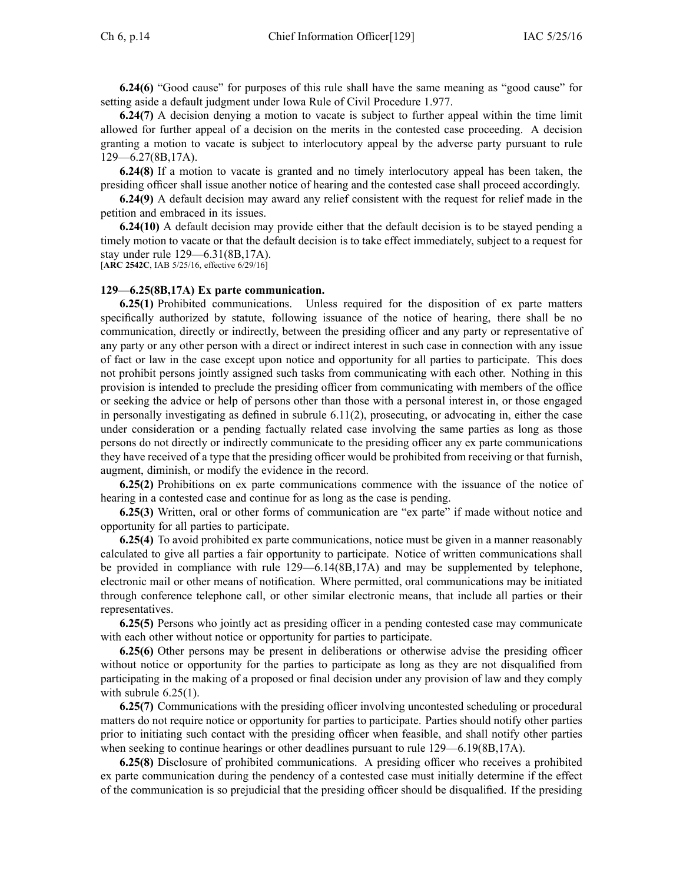**6.24(6)** "Good cause" for purposes of this rule shall have the same meaning as "good cause" for setting aside a default judgment under Iowa Rule of Civil Procedure 1.977.

**6.24(7)** A decision denying a motion to vacate is subject to further appeal within the time limit allowed for further appeal of a decision on the merits in the contested case proceeding. A decision granting a motion to vacate is subject to interlocutory appeal by the adverse party pursuant to rule 129—6.27(8B,17A).

**6.24(8)** If a motion to vacate is granted and no timely interlocutory appeal has been taken, the presiding officer shall issue another notice of hearing and the contested case shall proceed accordingly.

**6.24(9)** A default decision may award any relief consistent with the request for relief made in the petition and embraced in its issues.

**6.24(10)** A default decision may provide either that the default decision is to be stayed pending a timely motion to vacate or that the default decision is to take effect immediately, subject to a request for stay under rule 129—6.31(8B,17A).
[**ARC 2542C**, IAB 5/25/16, effective 6/29/16]

**129—6.25(8B,17A) Ex parte communication.**

**6.25(1)** Prohibited communications. Unless required for the disposition of ex parte matters specifically authorized by statute, following issuance of the notice of hearing, there shall be no communication, directly or indirectly, between the presiding officer and any party or representative of any party or any other person with a direct or indirect interest in such case in connection with any issue of fact or law in the case except upon notice and opportunity for all parties to participate. This does not prohibit persons jointly assigned such tasks from communicating with each other. Nothing in this provision is intended to preclude the presiding officer from communicating with members of the office or seeking the advice or help of persons other than those with a personal interest in, or those engaged in personally investigating as defined in subrule 6.11(2), prosecuting, or advocating in, either the case under consideration or a pending factually related case involving the same parties as long as those persons do not directly or indirectly communicate to the presiding officer any ex parte communications they have received of a type that the presiding officer would be prohibited from receiving or that furnish, augment, diminish, or modify the evidence in the record.

**6.25(2)** Prohibitions on ex parte communications commence with the issuance of the notice of hearing in a contested case and continue for as long as the case is pending.

**6.25(3)** Written, oral or other forms of communication are "ex parte" if made without notice and opportunity for all parties to participate.

**6.25(4)** To avoid prohibited ex parte communications, notice must be given in a manner reasonably calculated to give all parties a fair opportunity to participate. Notice of written communications shall be provided in compliance with rule 129—6.14(8B,17A) and may be supplemented by telephone, electronic mail or other means of notification. Where permitted, oral communications may be initiated through conference telephone call, or other similar electronic means, that include all parties or their representatives.

**6.25(5)** Persons who jointly act as presiding officer in a pending contested case may communicate with each other without notice or opportunity for parties to participate.

**6.25(6)** Other persons may be present in deliberations or otherwise advise the presiding officer without notice or opportunity for the parties to participate as long as they are not disqualified from participating in the making of a proposed or final decision under any provision of law and they comply with subrule 6.25(1).

**6.25(7)** Communications with the presiding officer involving uncontested scheduling or procedural matters do not require notice or opportunity for parties to participate. Parties should notify other parties prior to initiating such contact with the presiding officer when feasible, and shall notify other parties when seeking to continue hearings or other deadlines pursuant to rule 129—6.19(8B,17A).

**6.25(8)** Disclosure of prohibited communications. A presiding officer who receives a prohibited ex parte communication during the pendency of a contested case must initially determine if the effect of the communication is so prejudicial that the presiding officer should be disqualified. If the presiding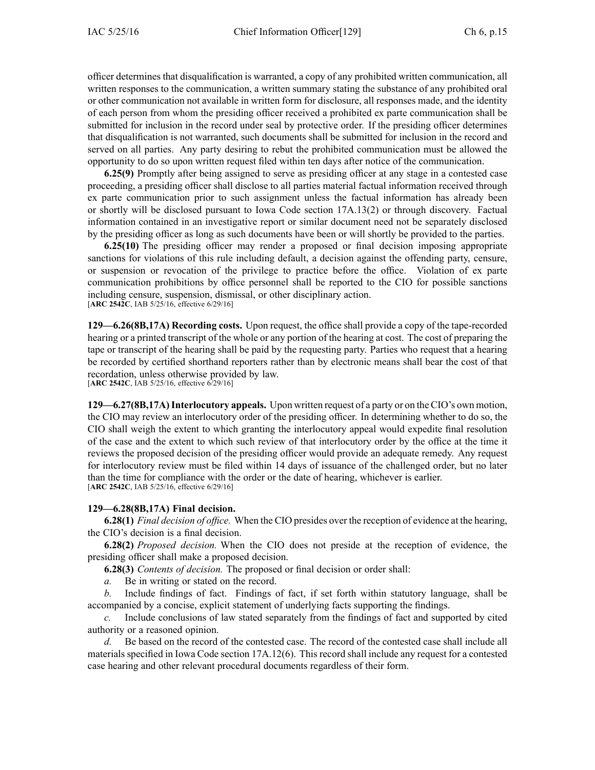officer determines that disqualification is warranted, a copy of any prohibited written communication, all written responses to the communication, a written summary stating the substance of any prohibited oral or other communication not available in written form for disclosure, all responses made, and the identity of each person from whom the presiding officer received a prohibited ex parte communication shall be submitted for inclusion in the record under seal by protective order. If the presiding officer determines that disqualification is not warranted, such documents shall be submitted for inclusion in the record and served on all parties. Any party desiring to rebut the prohibited communication must be allowed the opportunity to do so upon written request filed within ten days after notice of the communication.

**6.25(9)** Promptly after being assigned to serve as presiding officer at any stage in a contested case proceeding, a presiding officer shall disclose to all parties material factual information received through ex parte communication prior to such assignment unless the factual information has already been or shortly will be disclosed pursuant to Iowa Code section 17A.13(2) or through discovery. Factual information contained in an investigative report or similar document need not be separately disclosed by the presiding officer as long as such documents have been or will shortly be provided to the parties.

**6.25(10)** The presiding officer may render a proposed or final decision imposing appropriate sanctions for violations of this rule including default, a decision against the offending party, censure, or suspension or revocation of the privilege to practice before the office. Violation of ex parte communication prohibitions by office personnel shall be reported to the CIO for possible sanctions including censure, suspension, dismissal, or other disciplinary action.
[**ARC 2542C**, IAB 5/25/16, effective 6/29/16]

**129—6.26(8B,17A) Recording costs.** Upon request, the office shall provide a copy of the tape-recorded hearing or a printed transcript of the whole or any portion of the hearing at cost. The cost of preparing the tape or transcript of the hearing shall be paid by the requesting party. Parties who request that a hearing be recorded by certified shorthand reporters rather than by electronic means shall bear the cost of that recordation, unless otherwise provided by law.
[**ARC 2542C**, IAB 5/25/16, effective 6/29/16]

**129—6.27(8B,17A) Interlocutory appeals.** Upon written request of a party or on the CIO's own motion, the CIO may review an interlocutory order of the presiding officer. In determining whether to do so, the CIO shall weigh the extent to which granting the interlocutory appeal would expedite final resolution of the case and the extent to which such review of that interlocutory order by the office at the time it reviews the proposed decision of the presiding officer would provide an adequate remedy. Any request for interlocutory review must be filed within 14 days of issuance of the challenged order, but no later than the time for compliance with the order or the date of hearing, whichever is earlier.
[**ARC 2542C**, IAB 5/25/16, effective 6/29/16]

**129—6.28(8B,17A) Final decision.**

**6.28(1)** *Final decision of office.* When the CIO presides over the reception of evidence at the hearing, the CIO's decision is a final decision.

**6.28(2)** *Proposed decision.* When the CIO does not preside at the reception of evidence, the presiding officer shall make a proposed decision.

**6.28(3)** *Contents of decision.* The proposed or final decision or order shall:

*a.* Be in writing or stated on the record.

*b.* Include findings of fact. Findings of fact, if set forth within statutory language, shall be accompanied by a concise, explicit statement of underlying facts supporting the findings.

*c.* Include conclusions of law stated separately from the findings of fact and supported by cited authority or a reasoned opinion.

*d.* Be based on the record of the contested case. The record of the contested case shall include all materials specified in Iowa Code section 17A.12(6). This record shall include any request for a contested case hearing and other relevant procedural documents regardless of their form.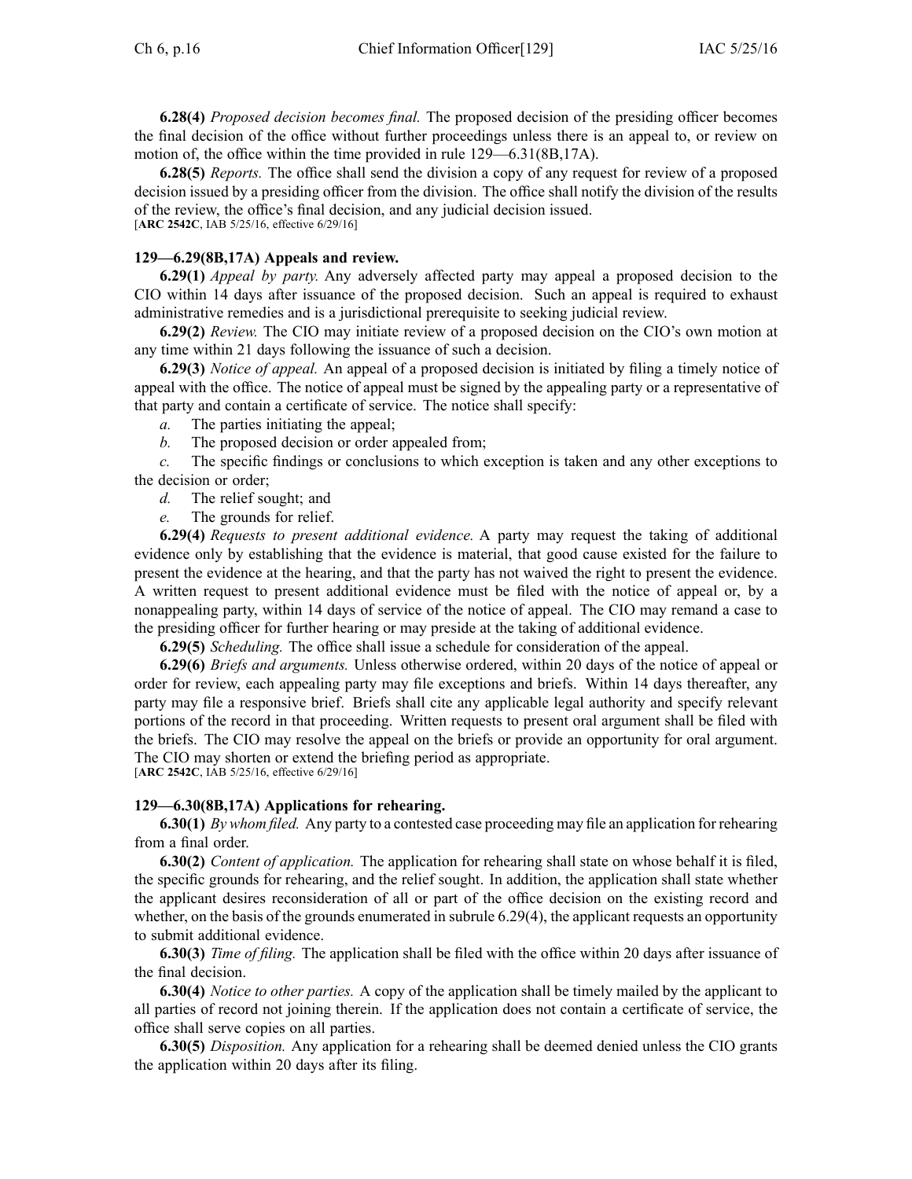**6.28(4)** *Proposed decision becomes final.* The proposed decision of the presiding officer becomes the final decision of the office without further proceedings unless there is an appeal to, or review on motion of, the office within the time provided in rule 129—6.31(8B,17A).

**6.28(5)** *Reports.* The office shall send the division a copy of any request for review of a proposed decision issued by a presiding officer from the division. The office shall notify the division of the results of the review, the office's final decision, and any judicial decision issued.
[**ARC 2542C**, IAB 5/25/16, effective 6/29/16]

### 129—6.29(8B,17A) Appeals and review.

**6.29(1)** *Appeal by party.* Any adversely affected party may appeal a proposed decision to the CIO within 14 days after issuance of the proposed decision. Such an appeal is required to exhaust administrative remedies and is a jurisdictional prerequisite to seeking judicial review.

**6.29(2)** *Review.* The CIO may initiate review of a proposed decision on the CIO's own motion at any time within 21 days following the issuance of such a decision.

**6.29(3)** *Notice of appeal.* An appeal of a proposed decision is initiated by filing a timely notice of appeal with the office. The notice of appeal must be signed by the appealing party or a representative of that party and contain a certificate of service. The notice shall specify:

*a.* The parties initiating the appeal;

*b.* The proposed decision or order appealed from;

*c.* The specific findings or conclusions to which exception is taken and any other exceptions to the decision or order;

*d.* The relief sought; and

*e.* The grounds for relief.

**6.29(4)** *Requests to present additional evidence.* A party may request the taking of additional evidence only by establishing that the evidence is material, that good cause existed for the failure to present the evidence at the hearing, and that the party has not waived the right to present the evidence. A written request to present additional evidence must be filed with the notice of appeal or, by a nonappealing party, within 14 days of service of the notice of appeal. The CIO may remand a case to the presiding officer for further hearing or may preside at the taking of additional evidence.

**6.29(5)** *Scheduling.* The office shall issue a schedule for consideration of the appeal.

**6.29(6)** *Briefs and arguments.* Unless otherwise ordered, within 20 days of the notice of appeal or order for review, each appealing party may file exceptions and briefs. Within 14 days thereafter, any party may file a responsive brief. Briefs shall cite any applicable legal authority and specify relevant portions of the record in that proceeding. Written requests to present oral argument shall be filed with the briefs. The CIO may resolve the appeal on the briefs or provide an opportunity for oral argument. The CIO may shorten or extend the briefing period as appropriate.
[**ARC 2542C**, IAB 5/25/16, effective 6/29/16]

### 129—6.30(8B,17A) Applications for rehearing.

**6.30(1)** *By whom filed.* Any party to a contested case proceeding may file an application for rehearing from a final order.

**6.30(2)** *Content of application.* The application for rehearing shall state on whose behalf it is filed, the specific grounds for rehearing, and the relief sought. In addition, the application shall state whether the applicant desires reconsideration of all or part of the office decision on the existing record and whether, on the basis of the grounds enumerated in subrule 6.29(4), the applicant requests an opportunity to submit additional evidence.

**6.30(3)** *Time of filing.* The application shall be filed with the office within 20 days after issuance of the final decision.

**6.30(4)** *Notice to other parties.* A copy of the application shall be timely mailed by the applicant to all parties of record not joining therein. If the application does not contain a certificate of service, the office shall serve copies on all parties.

**6.30(5)** *Disposition.* Any application for a rehearing shall be deemed denied unless the CIO grants the application within 20 days after its filing.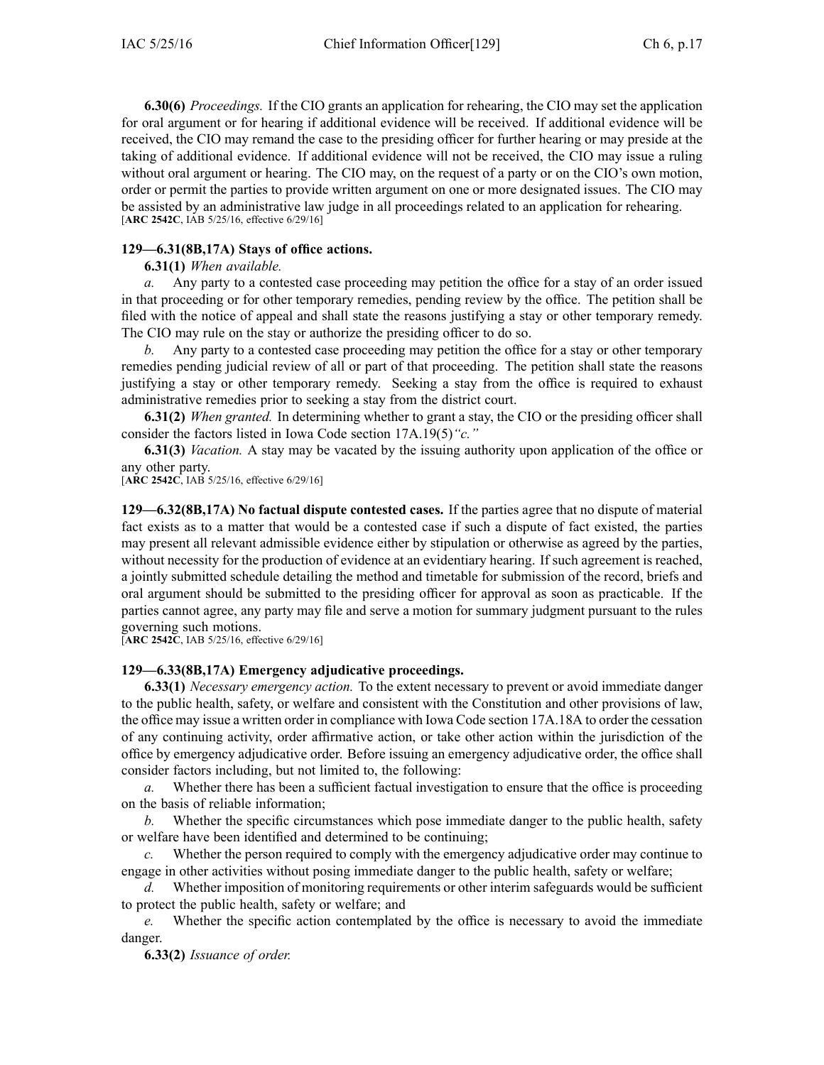**6.30(6)** *Proceedings.* If the CIO grants an application for rehearing, the CIO may set the application for oral argument or for hearing if additional evidence will be received. If additional evidence will be received, the CIO may remand the case to the presiding officer for further hearing or may preside at the taking of additional evidence. If additional evidence will not be received, the CIO may issue a ruling without oral argument or hearing. The CIO may, on the request of a party or on the CIO's own motion, order or permit the parties to provide written argument on one or more designated issues. The CIO may be assisted by an administrative law judge in all proceedings related to an application for rehearing.
[**ARC 2542C**, IAB 5/25/16, effective 6/29/16]

**129—6.31(8B,17A) Stays of office actions.**

**6.31(1)** *When available.*

*a.* Any party to a contested case proceeding may petition the office for a stay of an order issued in that proceeding or for other temporary remedies, pending review by the office. The petition shall be filed with the notice of appeal and shall state the reasons justifying a stay or other temporary remedy. The CIO may rule on the stay or authorize the presiding officer to do so.

*b.* Any party to a contested case proceeding may petition the office for a stay or other temporary remedies pending judicial review of all or part of that proceeding. The petition shall state the reasons justifying a stay or other temporary remedy. Seeking a stay from the office is required to exhaust administrative remedies prior to seeking a stay from the district court.

**6.31(2)** *When granted.* In determining whether to grant a stay, the CIO or the presiding officer shall consider the factors listed in Iowa Code section 17A.19(5)*"c."*

**6.31(3)** *Vacation.* A stay may be vacated by the issuing authority upon application of the office or any other party.
[**ARC 2542C**, IAB 5/25/16, effective 6/29/16]

**129—6.32(8B,17A) No factual dispute contested cases.** If the parties agree that no dispute of material fact exists as to a matter that would be a contested case if such a dispute of fact existed, the parties may present all relevant admissible evidence either by stipulation or otherwise as agreed by the parties, without necessity for the production of evidence at an evidentiary hearing. If such agreement is reached, a jointly submitted schedule detailing the method and timetable for submission of the record, briefs and oral argument should be submitted to the presiding officer for approval as soon as practicable. If the parties cannot agree, any party may file and serve a motion for summary judgment pursuant to the rules governing such motions.
[**ARC 2542C**, IAB 5/25/16, effective 6/29/16]

**129—6.33(8B,17A) Emergency adjudicative proceedings.**

**6.33(1)** *Necessary emergency action.* To the extent necessary to prevent or avoid immediate danger to the public health, safety, or welfare and consistent with the Constitution and other provisions of law, the office may issue a written order in compliance with Iowa Code section 17A.18A to order the cessation of any continuing activity, order affirmative action, or take other action within the jurisdiction of the office by emergency adjudicative order. Before issuing an emergency adjudicative order, the office shall consider factors including, but not limited to, the following:

*a.* Whether there has been a sufficient factual investigation to ensure that the office is proceeding on the basis of reliable information;

*b.* Whether the specific circumstances which pose immediate danger to the public health, safety or welfare have been identified and determined to be continuing;

*c.* Whether the person required to comply with the emergency adjudicative order may continue to engage in other activities without posing immediate danger to the public health, safety or welfare;

*d.* Whether imposition of monitoring requirements or other interim safeguards would be sufficient to protect the public health, safety or welfare; and

*e.* Whether the specific action contemplated by the office is necessary to avoid the immediate danger.

**6.33(2)** *Issuance of order.*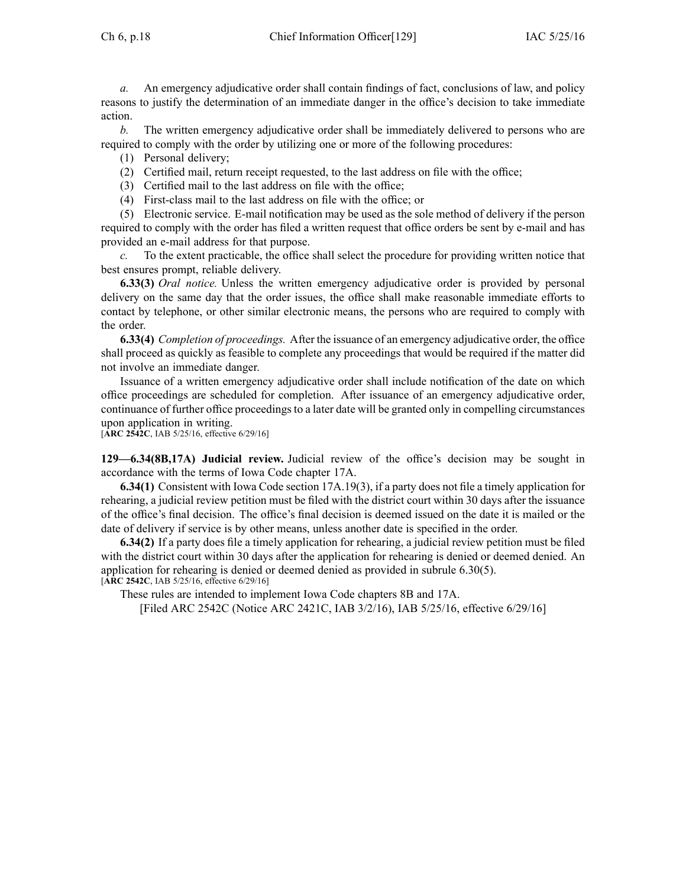*a.* An emergency adjudicative order shall contain findings of fact, conclusions of law, and policy reasons to justify the determination of an immediate danger in the office's decision to take immediate action.

*b.* The written emergency adjudicative order shall be immediately delivered to persons who are required to comply with the order by utilizing one or more of the following procedures:

(1) Personal delivery;

(2) Certified mail, return receipt requested, to the last address on file with the office;

(3) Certified mail to the last address on file with the office;

(4) First-class mail to the last address on file with the office; or

(5) Electronic service. E-mail notification may be used as the sole method of delivery if the person required to comply with the order has filed a written request that office orders be sent by e-mail and has provided an e-mail address for that purpose.

*c.* To the extent practicable, the office shall select the procedure for providing written notice that best ensures prompt, reliable delivery.

**6.33(3)** *Oral notice.* Unless the written emergency adjudicative order is provided by personal delivery on the same day that the order issues, the office shall make reasonable immediate efforts to contact by telephone, or other similar electronic means, the persons who are required to comply with the order.

**6.33(4)** *Completion of proceedings.* After the issuance of an emergency adjudicative order, the office shall proceed as quickly as feasible to complete any proceedings that would be required if the matter did not involve an immediate danger.

Issuance of a written emergency adjudicative order shall include notification of the date on which office proceedings are scheduled for completion. After issuance of an emergency adjudicative order, continuance of further office proceedings to a later date will be granted only in compelling circumstances upon application in writing.

[**ARC 2542C**, IAB 5/25/16, effective 6/29/16]

**129—6.34(8B,17A) Judicial review.** Judicial review of the office's decision may be sought in accordance with the terms of Iowa Code chapter 17A.

**6.34(1)** Consistent with Iowa Code section 17A.19(3), if a party does not file a timely application for rehearing, a judicial review petition must be filed with the district court within 30 days after the issuance of the office's final decision. The office's final decision is deemed issued on the date it is mailed or the date of delivery if service is by other means, unless another date is specified in the order.

**6.34(2)** If a party does file a timely application for rehearing, a judicial review petition must be filed with the district court within 30 days after the application for rehearing is denied or deemed denied. An application for rehearing is denied or deemed denied as provided in subrule 6.30(5).

[**ARC 2542C**, IAB 5/25/16, effective 6/29/16]

These rules are intended to implement Iowa Code chapters 8B and 17A.

[Filed ARC 2542C (Notice ARC 2421C, IAB 3/2/16), IAB 5/25/16, effective 6/29/16]